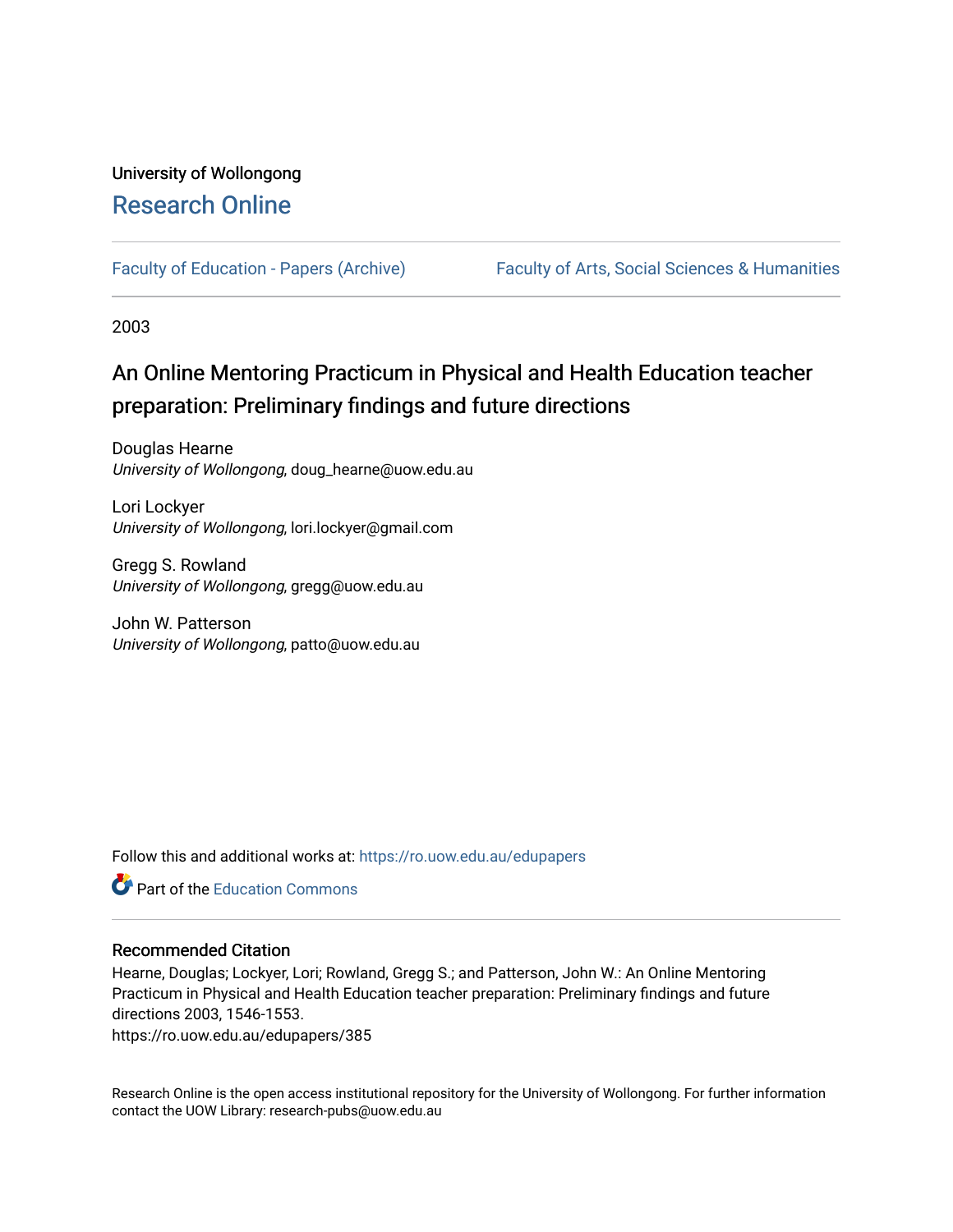University of Wollongong

# Research Online

Faculty of Education - Papers (Archive)    Faculty of Arts, Social Sciences & Humanities

2003

## An Online Mentoring Practicum in Physical and Health Education teacher preparation: Preliminary findings and future directions

Douglas Hearne
*University of Wollongong*, doug_hearne@uow.edu.au

Lori Lockyer
*University of Wollongong*, lori.lockyer@gmail.com

Gregg S. Rowland
*University of Wollongong*, gregg@uow.edu.au

John W. Patterson
*University of Wollongong*, patto@uow.edu.au

Follow this and additional works at: https://ro.uow.edu.au/edupapers

Part of the Education Commons

### Recommended Citation

Hearne, Douglas; Lockyer, Lori; Rowland, Gregg S.; and Patterson, John W.: An Online Mentoring Practicum in Physical and Health Education teacher preparation: Preliminary findings and future directions 2003, 1546-1553.
https://ro.uow.edu.au/edupapers/385

Research Online is the open access institutional repository for the University of Wollongong. For further information contact the UOW Library: research-pubs@uow.edu.au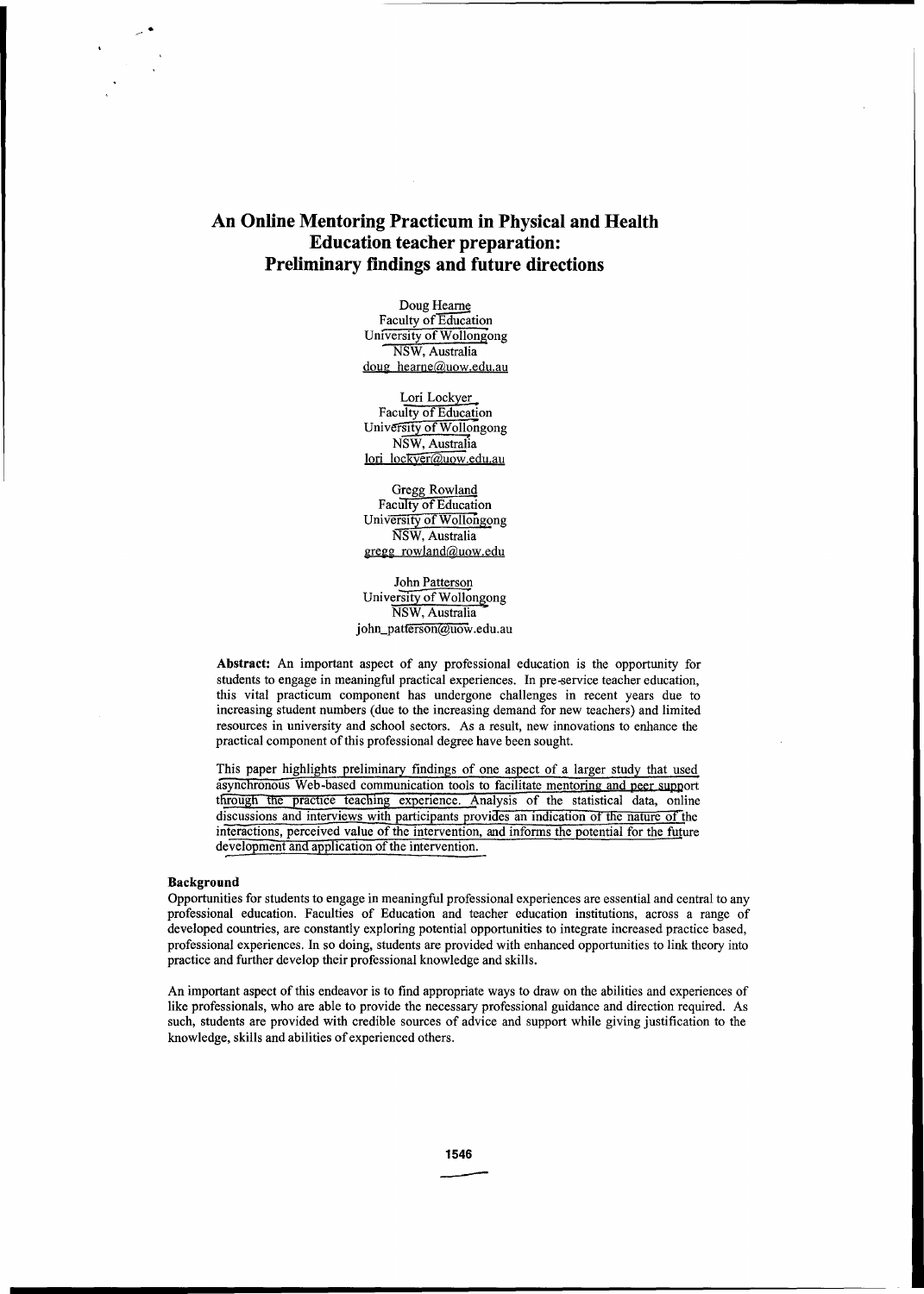# An Online Mentoring Practicum in Physical and Health Education teacher preparation: Preliminary findings and future directions

Doug Hearne
Faculty of Education
University of Wollongong
NSW, Australia
doug_hearne@uow.edu.au

Lori Lockyer
Faculty of Education
University of Wollongong
NSW, Australia
lori_lockyer@uow.edu.au

Gregg Rowland
Faculty of Education
University of Wollongong
NSW, Australia
gregg_rowland@uow.edu

John Patterson
University of Wollongong
NSW, Australia
john_patterson@uow.edu.au

**Abstract:** An important aspect of any professional education is the opportunity for students to engage in meaningful practical experiences. In pre-service teacher education, this vital practicum component has undergone challenges in recent years due to increasing student numbers (due to the increasing demand for new teachers) and limited resources in university and school sectors. As a result, new innovations to enhance the practical component of this professional degree have been sought.

This paper highlights preliminary findings of one aspect of a larger study that used asynchronous Web-based communication tools to facilitate mentoring and peer support through the practice teaching experience. Analysis of the statistical data, online discussions and interviews with participants provides an indication of the nature of the interactions, perceived value of the intervention, and informs the potential for the future development and application of the intervention.

### Background

Opportunities for students to engage in meaningful professional experiences are essential and central to any professional education. Faculties of Education and teacher education institutions, across a range of developed countries, are constantly exploring potential opportunities to integrate increased practice based, professional experiences. In so doing, students are provided with enhanced opportunities to link theory into practice and further develop their professional knowledge and skills.

An important aspect of this endeavor is to find appropriate ways to draw on the abilities and experiences of like professionals, who are able to provide the necessary professional guidance and direction required. As such, students are provided with credible sources of advice and support while giving justification to the knowledge, skills and abilities of experienced others.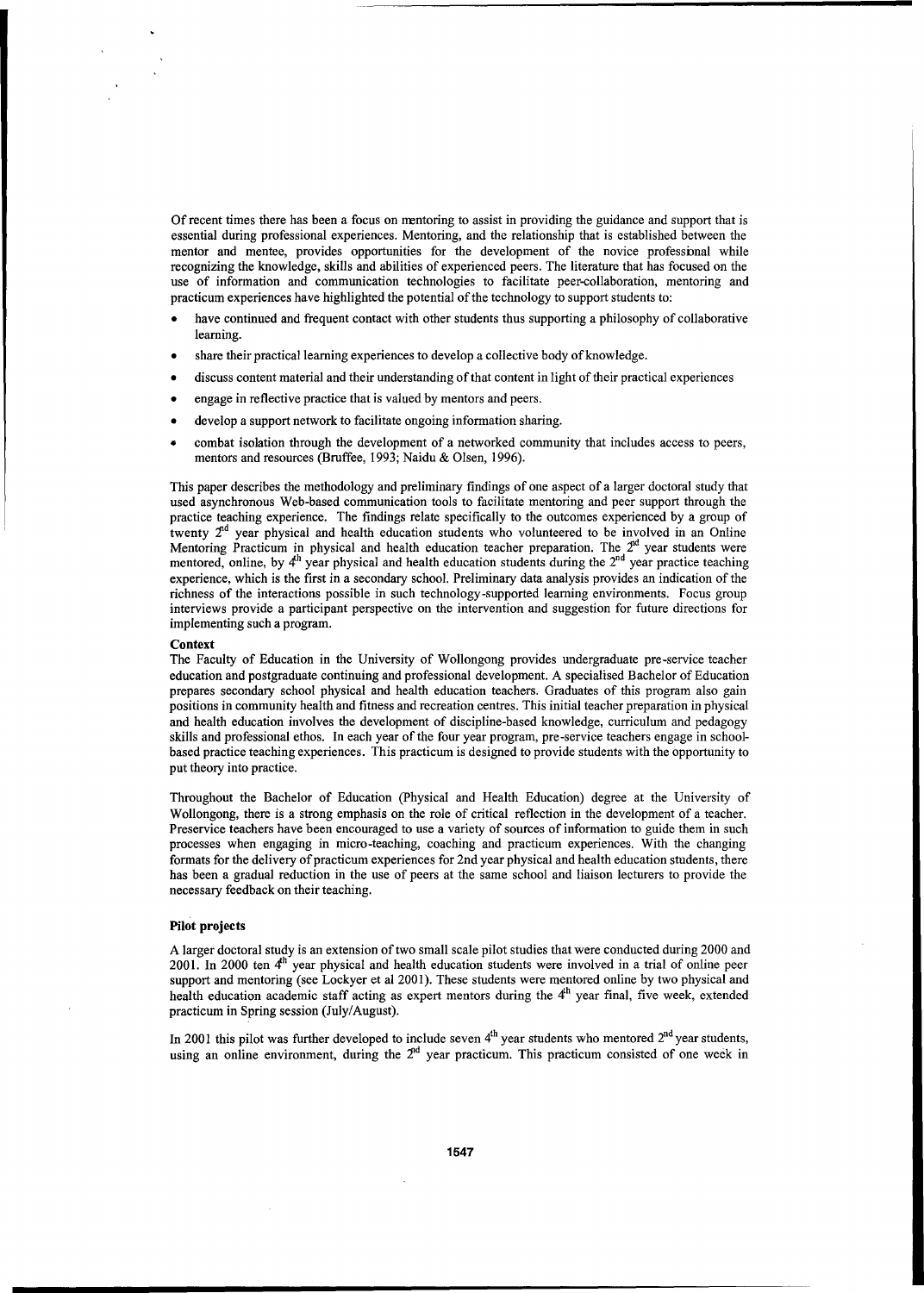Of recent times there has been a focus on mentoring to assist in providing the guidance and support that is essential during professional experiences. Mentoring, and the relationship that is established between the mentor and mentee, provides opportunities for the development of the novice professional while recognizing the knowledge, skills and abilities of experienced peers. The literature that has focused on the use of information and communication technologies to facilitate peer-collaboration, mentoring and practicum experiences have highlighted the potential of the technology to support students to:

- have continued and frequent contact with other students thus supporting a philosophy of collaborative learning.
- share their practical learning experiences to develop a collective body of knowledge.
- discuss content material and their understanding of that content in light of their practical experiences
- engage in reflective practice that is valued by mentors and peers.
- develop a support network to facilitate ongoing information sharing.
- combat isolation through the development of a networked community that includes access to peers, mentors and resources (Bruffee, 1993; Naidu & Olsen, 1996).

This paper describes the methodology and preliminary findings of one aspect of a larger doctoral study that used asynchronous Web-based communication tools to facilitate mentoring and peer support through the practice teaching experience. The findings relate specifically to the outcomes experienced by a group of twenty 2nd year physical and health education students who volunteered to be involved in an Online Mentoring Practicum in physical and health education teacher preparation. The 2nd year students were mentored, online, by 4th year physical and health education students during the 2nd year practice teaching experience, which is the first in a secondary school. Preliminary data analysis provides an indication of the richness of the interactions possible in such technology-supported learning environments. Focus group interviews provide a participant perspective on the intervention and suggestion for future directions for implementing such a program.

**Context**

The Faculty of Education in the University of Wollongong provides undergraduate pre-service teacher education and postgraduate continuing and professional development. A specialised Bachelor of Education prepares secondary school physical and health education teachers. Graduates of this program also gain positions in community health and fitness and recreation centres. This initial teacher preparation in physical and health education involves the development of discipline-based knowledge, curriculum and pedagogy skills and professional ethos. In each year of the four year program, pre-service teachers engage in school-based practice teaching experiences. This practicum is designed to provide students with the opportunity to put theory into practice.

Throughout the Bachelor of Education (Physical and Health Education) degree at the University of Wollongong, there is a strong emphasis on the role of critical reflection in the development of a teacher. Preservice teachers have been encouraged to use a variety of sources of information to guide them in such processes when engaging in micro-teaching, coaching and practicum experiences. With the changing formats for the delivery of practicum experiences for 2nd year physical and health education students, there has been a gradual reduction in the use of peers at the same school and liaison lecturers to provide the necessary feedback on their teaching.

**Pilot projects**

A larger doctoral study is an extension of two small scale pilot studies that were conducted during 2000 and 2001. In 2000 ten 4th year physical and health education students were involved in a trial of online peer support and mentoring (see Lockyer et al 2001). These students were mentored online by two physical and health education academic staff acting as expert mentors during the 4th year final, five week, extended practicum in Spring session (July/August).

In 2001 this pilot was further developed to include seven 4th year students who mentored 2nd year students, using an online environment, during the 2nd year practicum. This practicum consisted of one week in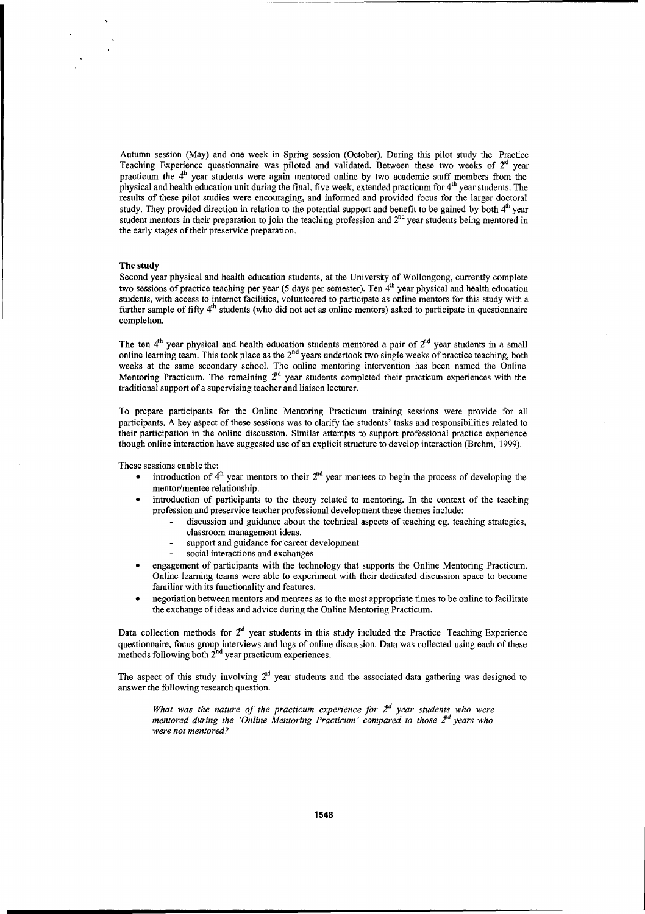Autumn session (May) and one week in Spring session (October). During this pilot study the Practice Teaching Experience questionnaire was piloted and validated. Between these two weeks of 2nd year practicum the 4th year students were again mentored online by two academic staff members from the physical and health education unit during the final, five week, extended practicum for 4th year students. The results of these pilot studies were encouraging, and informed and provided focus for the larger doctoral study. They provided direction in relation to the potential support and benefit to be gained by both 4th year student mentors in their preparation to join the teaching profession and 2nd year students being mentored in the early stages of their preservice preparation.

**The study**

Second year physical and health education students, at the University of Wollongong, currently complete two sessions of practice teaching per year (5 days per semester). Ten 4th year physical and health education students, with access to internet facilities, volunteered to participate as online mentors for this study with a further sample of fifty 4th students (who did not act as online mentors) asked to participate in questionnaire completion.

The ten 4th year physical and health education students mentored a pair of 2nd year students in a small online learning team. This took place as the 2nd years undertook two single weeks of practice teaching, both weeks at the same secondary school. The online mentoring intervention has been named the Online Mentoring Practicum. The remaining 2nd year students completed their practicum experiences with the traditional support of a supervising teacher and liaison lecturer.

To prepare participants for the Online Mentoring Practicum training sessions were provide for all participants. A key aspect of these sessions was to clarify the students' tasks and responsibilities related to their participation in the online discussion. Similar attempts to support professional practice experience though online interaction have suggested use of an explicit structure to develop interaction (Brehm, 1999).

These sessions enable the:

- introduction of 4th year mentors to their 2nd year mentees to begin the process of developing the mentor/mentee relationship.
- introduction of participants to the theory related to mentoring. In the context of the teaching profession and preservice teacher professional development these themes include:
  - discussion and guidance about the technical aspects of teaching eg. teaching strategies, classroom management ideas.
  - support and guidance for career development
  - social interactions and exchanges
- engagement of participants with the technology that supports the Online Mentoring Practicum. Online learning teams were able to experiment with their dedicated discussion space to become familiar with its functionality and features.
- negotiation between mentors and mentees as to the most appropriate times to be online to facilitate the exchange of ideas and advice during the Online Mentoring Practicum.

Data collection methods for 2nd year students in this study included the Practice Teaching Experience questionnaire, focus group interviews and logs of online discussion. Data was collected using each of these methods following both 2nd year practicum experiences.

The aspect of this study involving 2nd year students and the associated data gathering was designed to answer the following research question.

> *What was the nature of the practicum experience for 2nd year students who were mentored during the 'Online Mentoring Practicum' compared to those 2nd years who were not mentored?*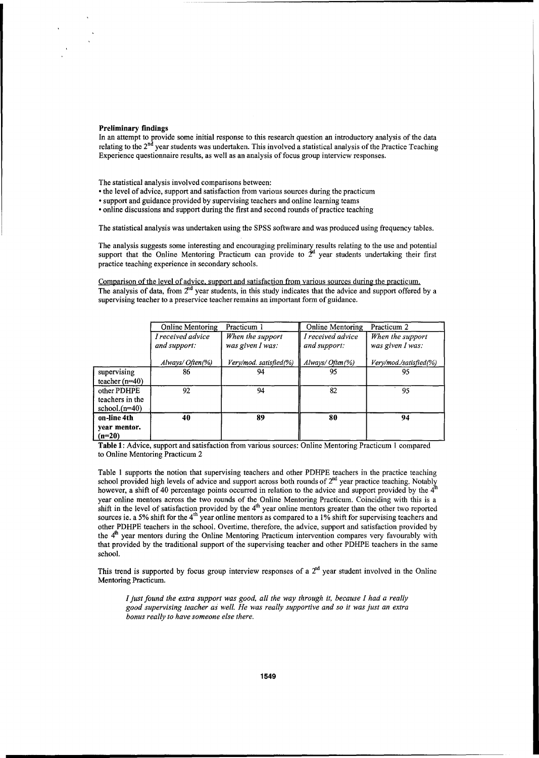**Preliminary findings**

In an attempt to provide some initial response to this research question an introductory analysis of the data relating to the 2nd year students was undertaken. This involved a statistical analysis of the Practice Teaching Experience questionnaire results, as well as an analysis of focus group interview responses.

The statistical analysis involved comparisons between:

- the level of advice, support and satisfaction from various sources during the practicum
- support and guidance provided by supervising teachers and online learning teams
- online discussions and support during the first and second rounds of practice teaching

The statistical analysis was undertaken using the SPSS software and was produced using frequency tables.

The analysis suggests some interesting and encouraging preliminary results relating to the use and potential support that the Online Mentoring Practicum can provide to 2nd year students undertaking their first practice teaching experience in secondary schools.

Comparison of the level of advice, support and satisfaction from various sources during the practicum.

The analysis of data, from 2nd year students, in this study indicates that the advice and support offered by a supervising teacher to a preservice teacher remains an important form of guidance.

| | Online Mentoring Practicum 1 | | Online Mentoring Practicum 2 | |
|---|---|---|---|---|
| | *I received advice and support:* | *When the support was given I was:* | *I received advice and support:* | *When the support was given I was:* |
| | *Always/ Often(%)* | *Very/mod. satisfied(%)* | *Always/ Often(%)* | *Very/mod./satisfied(%)* |
| supervising teacher (n=40) | 86 | 94 | 95 | 95 |
| other PDHPE teachers in the school.(n=40) | 92 | 94 | 82 | 95 |
| **on-line 4th year mentor. (n=20)** | **40** | **89** | **80** | **94** |

**Table 1**: Advice, support and satisfaction from various sources: Online Mentoring Practicum 1 compared to Online Mentoring Practicum 2

Table 1 supports the notion that supervising teachers and other PDHPE teachers in the practice teaching school provided high levels of advice and support across both rounds of 2nd year practice teaching. Notably however, a shift of 40 percentage points occurred in relation to the advice and support provided by the 4th year online mentors across the two rounds of the Online Mentoring Practicum. Coinciding with this is a shift in the level of satisfaction provided by the 4th year online mentors greater than the other two reported sources ie. a 5% shift for the 4th year online mentors as compared to a 1% shift for supervising teachers and other PDHPE teachers in the school. Overtime, therefore, the advice, support and satisfaction provided by the 4th year mentors during the Online Mentoring Practicum intervention compares very favourably with that provided by the traditional support of the supervising teacher and other PDHPE teachers in the same school.

This trend is supported by focus group interview responses of a 2nd year student involved in the Online Mentoring Practicum.

> *I just found the extra support was good, all the way through it, because I had a really good supervising teacher as well. He was really supportive and so it was just an extra bonus really to have someone else there.*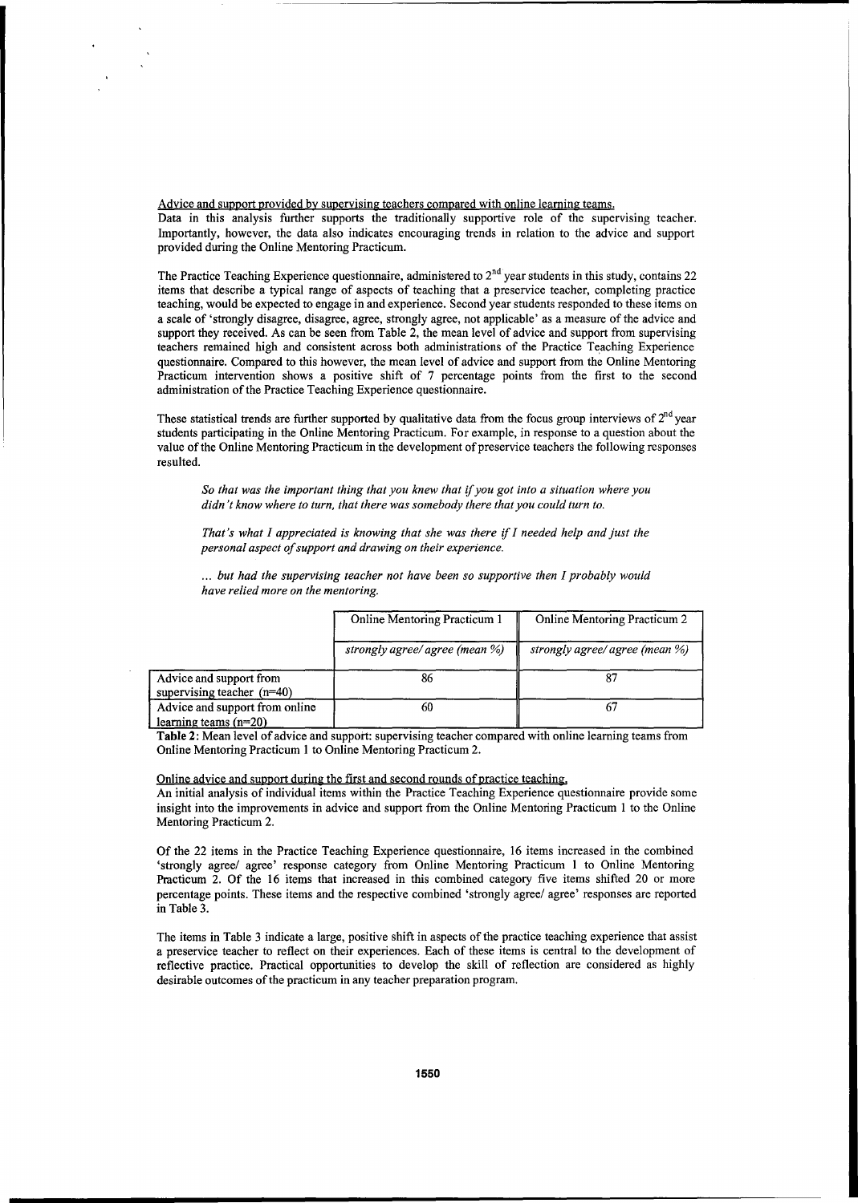Advice and support provided by supervising teachers compared with online learning teams.

Data in this analysis further supports the traditionally supportive role of the supervising teacher. Importantly, however, the data also indicates encouraging trends in relation to the advice and support provided during the Online Mentoring Practicum.

The Practice Teaching Experience questionnaire, administered to 2nd year students in this study, contains 22 items that describe a typical range of aspects of teaching that a preservice teacher, completing practice teaching, would be expected to engage in and experience. Second year students responded to these items on a scale of 'strongly disagree, disagree, agree, strongly agree, not applicable' as a measure of the advice and support they received. As can be seen from Table 2, the mean level of advice and support from supervising teachers remained high and consistent across both administrations of the Practice Teaching Experience questionnaire. Compared to this however, the mean level of advice and support from the Online Mentoring Practicum intervention shows a positive shift of 7 percentage points from the first to the second administration of the Practice Teaching Experience questionnaire.

These statistical trends are further supported by qualitative data from the focus group interviews of 2nd year students participating in the Online Mentoring Practicum. For example, in response to a question about the value of the Online Mentoring Practicum in the development of preservice teachers the following responses resulted.

> *So that was the important thing that you knew that if you got into a situation where you didn't know where to turn, that there was somebody there that you could turn to.*
>
> *That's what I appreciated is knowing that she was there if I needed help and just the personal aspect of support and drawing on their experience.*
>
> *... but had the supervising teacher not have been so supportive then I probably would have relied more on the mentoring.*

| | Online Mentoring Practicum 1 | Online Mentoring Practicum 2 |
|---|---|---|
| | *strongly agree/ agree (mean %)* | *strongly agree/ agree (mean %)* |
| Advice and support from supervising teacher (n=40) | 86 | 87 |
| Advice and support from online learning teams (n=20) | 60 | 67 |

**Table 2**: Mean level of advice and support: supervising teacher compared with online learning teams from Online Mentoring Practicum 1 to Online Mentoring Practicum 2.

Online advice and support during the first and second rounds of practice teaching.

An initial analysis of individual items within the Practice Teaching Experience questionnaire provide some insight into the improvements in advice and support from the Online Mentoring Practicum 1 to the Online Mentoring Practicum 2.

Of the 22 items in the Practice Teaching Experience questionnaire, 16 items increased in the combined 'strongly agree/ agree' response category from Online Mentoring Practicum 1 to Online Mentoring Practicum 2. Of the 16 items that increased in this combined category five items shifted 20 or more percentage points. These items and the respective combined 'strongly agree/ agree' responses are reported in Table 3.

The items in Table 3 indicate a large, positive shift in aspects of the practice teaching experience that assist a preservice teacher to reflect on their experiences. Each of these items is central to the development of reflective practice. Practical opportunities to develop the skill of reflection are considered as highly desirable outcomes of the practicum in any teacher preparation program.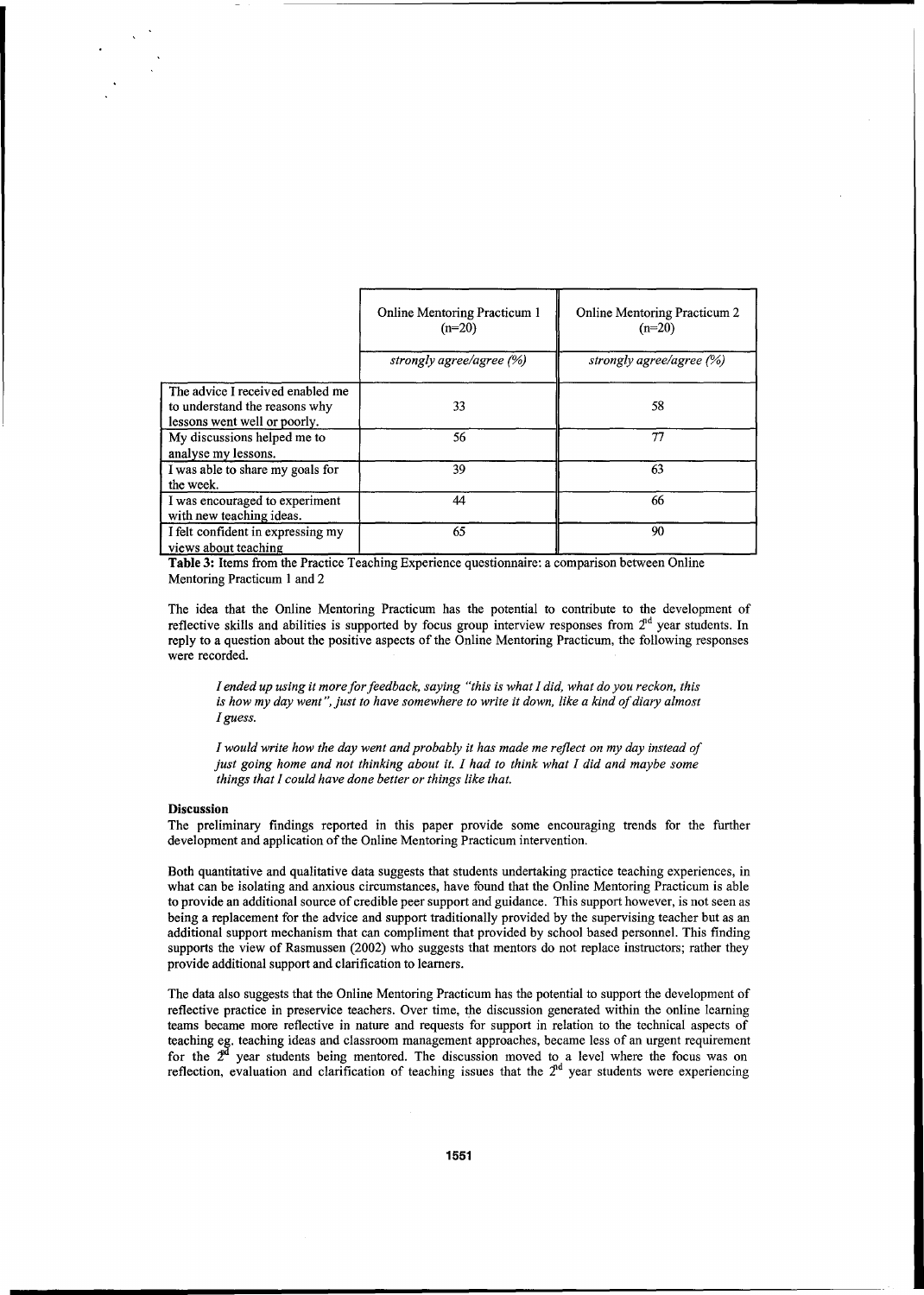| | Online Mentoring Practicum 1 (n=20) | Online Mentoring Practicum 2 (n=20) |
|---|---|---|
| | *strongly agree/agree (%)* | *strongly agree/agree (%)* |
| The advice I received enabled me to understand the reasons why lessons went well or poorly. | 33 | 58 |
| My discussions helped me to analyse my lessons. | 56 | 77 |
| I was able to share my goals for the week. | 39 | 63 |
| I was encouraged to experiment with new teaching ideas. | 44 | 66 |
| I felt confident in expressing my views about teaching | 65 | 90 |

**Table 3:** Items from the Practice Teaching Experience questionnaire: a comparison between Online Mentoring Practicum 1 and 2

The idea that the Online Mentoring Practicum has the potential to contribute to the development of reflective skills and abilities is supported by focus group interview responses from 2nd year students. In reply to a question about the positive aspects of the Online Mentoring Practicum, the following responses were recorded.

> *I ended up using it more for feedback, saying "this is what I did, what do you reckon, this is how my day went", just to have somewhere to write it down, like a kind of diary almost I guess.*

> *I would write how the day went and probably it has made me reflect on my day instead of just going home and not thinking about it. I had to think what I did and maybe some things that I could have done better or things like that.*

**Discussion**

The preliminary findings reported in this paper provide some encouraging trends for the further development and application of the Online Mentoring Practicum intervention.

Both quantitative and qualitative data suggests that students undertaking practice teaching experiences, in what can be isolating and anxious circumstances, have found that the Online Mentoring Practicum is able to provide an additional source of credible peer support and guidance. This support however, is not seen as being a replacement for the advice and support traditionally provided by the supervising teacher but as an additional support mechanism that can compliment that provided by school based personnel. This finding supports the view of Rasmussen (2002) who suggests that mentors do not replace instructors; rather they provide additional support and clarification to learners.

The data also suggests that the Online Mentoring Practicum has the potential to support the development of reflective practice in preservice teachers. Over time, the discussion generated within the online learning teams became more reflective in nature and requests for support in relation to the technical aspects of teaching eg. teaching ideas and classroom management approaches, became less of an urgent requirement for the 2nd year students being mentored. The discussion moved to a level where the focus was on reflection, evaluation and clarification of teaching issues that the 2nd year students were experiencing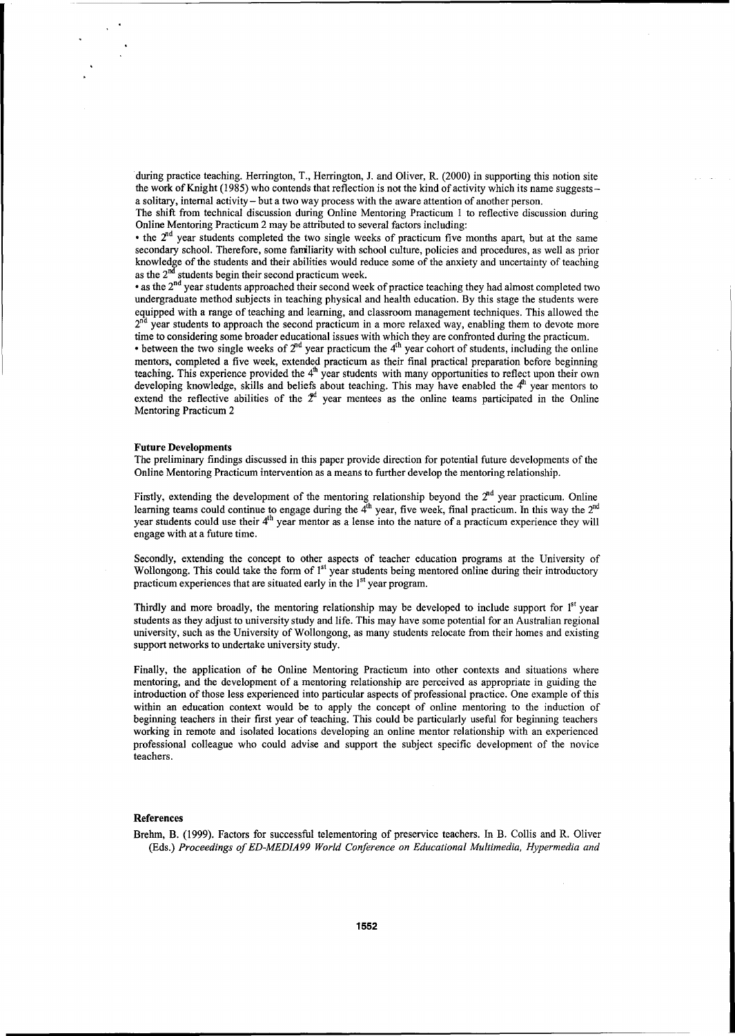during practice teaching. Herrington, T., Herrington, J. and Oliver, R. (2000) in supporting this notion site the work of Knight (1985) who contends that reflection is not the kind of activity which its name suggests – a solitary, internal activity – but a two way process with the aware attention of another person.

The shift from technical discussion during Online Mentoring Practicum 1 to reflective discussion during Online Mentoring Practicum 2 may be attributed to several factors including:

- the 2nd year students completed the two single weeks of practicum five months apart, but at the same secondary school. Therefore, some familiarity with school culture, policies and procedures, as well as prior knowledge of the students and their abilities would reduce some of the anxiety and uncertainty of teaching as the 2nd students begin their second practicum week.
- as the 2nd year students approached their second week of practice teaching they had almost completed two undergraduate method subjects in teaching physical and health education. By this stage the students were equipped with a range of teaching and learning, and classroom management techniques. This allowed the 2nd year students to approach the second practicum in a more relaxed way, enabling them to devote more time to considering some broader educational issues with which they are confronted during the practicum.
- between the two single weeks of 2nd year practicum the 4th year cohort of students, including the online mentors, completed a five week, extended practicum as their final practical preparation before beginning teaching. This experience provided the 4th year students with many opportunities to reflect upon their own developing knowledge, skills and beliefs about teaching. This may have enabled the 4th year mentors to extend the reflective abilities of the 2nd year mentees as the online teams participated in the Online Mentoring Practicum 2

**Future Developments**

The preliminary findings discussed in this paper provide direction for potential future developments of the Online Mentoring Practicum intervention as a means to further develop the mentoring relationship.

Firstly, extending the development of the mentoring relationship beyond the 2nd year practicum. Online learning teams could continue to engage during the 4th year, five week, final practicum. In this way the 2nd year students could use their 4th year mentor as a lense into the nature of a practicum experience they will engage with at a future time.

Secondly, extending the concept to other aspects of teacher education programs at the University of Wollongong. This could take the form of 1st year students being mentored online during their introductory practicum experiences that are situated early in the 1st year program.

Thirdly and more broadly, the mentoring relationship may be developed to include support for 1st year students as they adjust to university study and life. This may have some potential for an Australian regional university, such as the University of Wollongong, as many students relocate from their homes and existing support networks to undertake university study.

Finally, the application of the Online Mentoring Practicum into other contexts and situations where mentoring, and the development of a mentoring relationship are perceived as appropriate in guiding the introduction of those less experienced into particular aspects of professional practice. One example of this within an education context would be to apply the concept of online mentoring to the induction of beginning teachers in their first year of teaching. This could be particularly useful for beginning teachers working in remote and isolated locations developing an online mentor relationship with an experienced professional colleague who could advise and support the subject specific development of the novice teachers.

**References**

Brehm, B. (1999). Factors for successful telementoring of preservice teachers. In B. Collis and R. Oliver (Eds.) *Proceedings of ED-MEDIA99 World Conference on Educational Multimedia, Hypermedia and*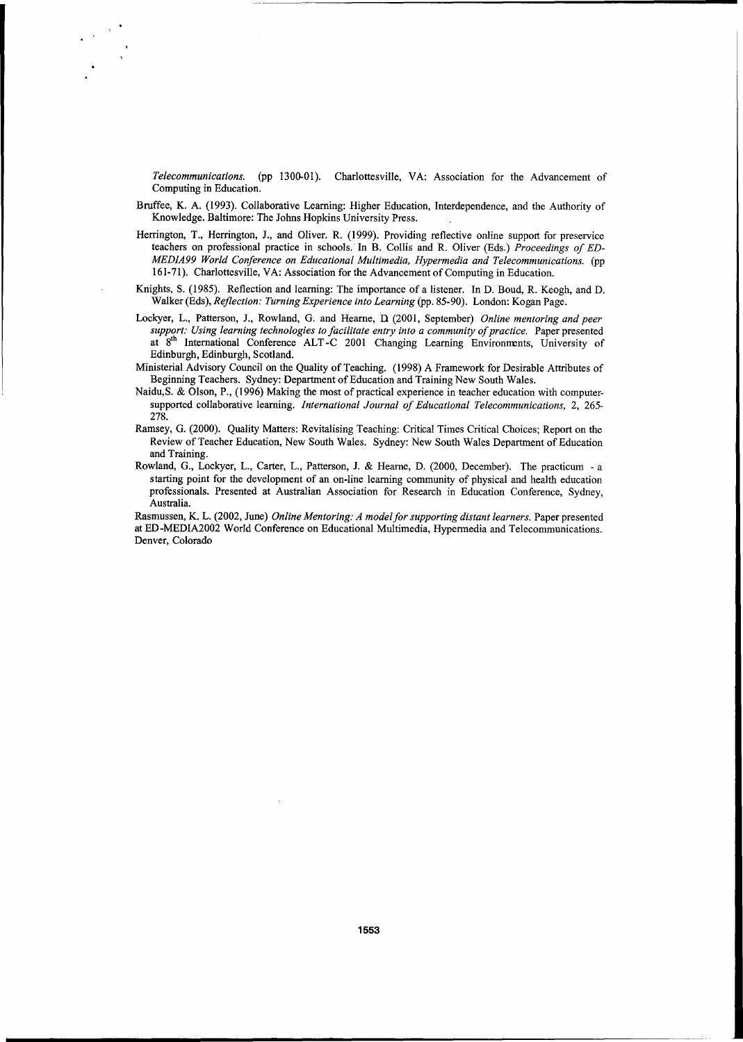*Telecommunications.* (pp 1300-01). Charlottesville, VA: Association for the Advancement of Computing in Education.

Bruffee, K. A. (1993). Collaborative Learning: Higher Education, Interdependence, and the Authority of Knowledge. Baltimore: The Johns Hopkins University Press.

Herrington, T., Herrington, J., and Oliver. R. (1999). Providing reflective online support for preservice teachers on professional practice in schools. In B. Collis and R. Oliver (Eds.) *Proceedings of ED-MEDIA99 World Conference on Educational Multimedia, Hypermedia and Telecommunications.* (pp 161-71). Charlottesville, VA: Association for the Advancement of Computing in Education.

Knights, S. (1985). Reflection and learning: The importance of a listener. In D. Boud, R. Keogh, and D. Walker (Eds), *Reflection: Turning Experience into Learning* (pp. 85-90). London: Kogan Page.

Lockyer, L., Patterson, J., Rowland, G. and Hearne, D. (2001, September) *Online mentoring and peer support: Using learning technologies to facilitate entry into a community of practice.* Paper presented at 8th International Conference ALT-C 2001 Changing Learning Environments, University of Edinburgh, Edinburgh, Scotland.

Ministerial Advisory Council on the Quality of Teaching. (1998) A Framework for Desirable Attributes of Beginning Teachers. Sydney: Department of Education and Training New South Wales.

Naidu, S. & Olson, P., (1996) Making the most of practical experience in teacher education with computer-supported collaborative learning. *International Journal of Educational Telecommunications,* 2, 265-278.

Ramsey, G. (2000). Quality Matters: Revitalising Teaching: Critical Times Critical Choices; Report on the Review of Teacher Education, New South Wales. Sydney: New South Wales Department of Education and Training.

Rowland, G., Lockyer, L., Carter, L., Patterson, J. & Hearne, D. (2000, December). The practicum - a starting point for the development of an on-line learning community of physical and health education professionals. Presented at Australian Association for Research in Education Conference, Sydney, Australia.

Rasmussen, K. L. (2002, June) *Online Mentoring: A model for supporting distant learners.* Paper presented at ED-MEDIA2002 World Conference on Educational Multimedia, Hypermedia and Telecommunications. Denver, Colorado